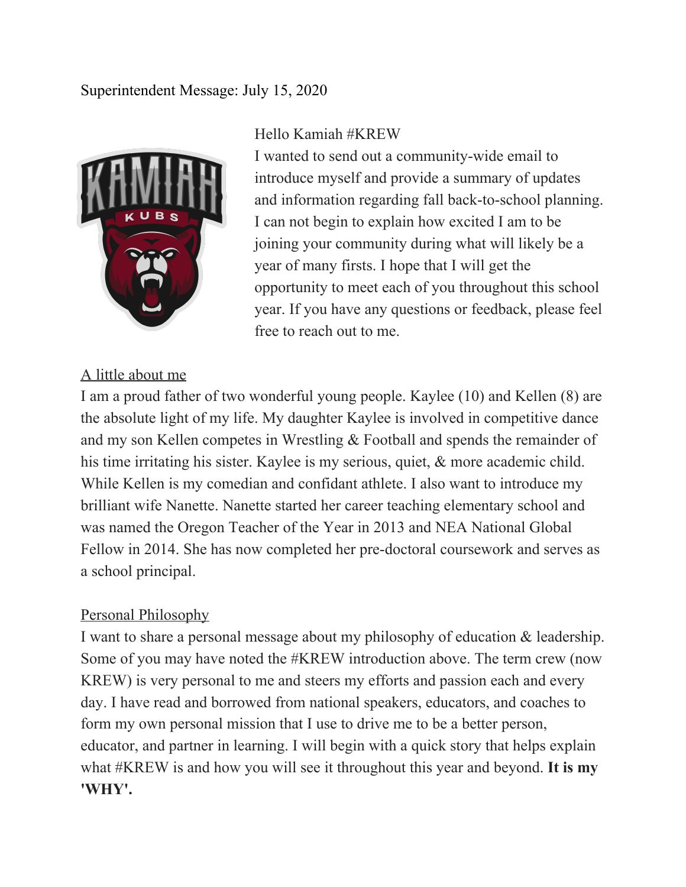Superintendent Message: July 15, 2020

Hello Kamiah #KREW

I wanted to send out a community-wide email to introduce myself and provide a summary of updates and information regarding fall back-to-school planning. I can not begin to explain how excited I am to be joining your community during what will likely be a year of many firsts. I hope that I will get the opportunity to meet each of you throughout this school year. If you have any questions or feedback, please feel free to reach out to me.

<u>A little about me</u>

I am a proud father of two wonderful young people. Kaylee (10) and Kellen (8) are the absolute light of my life. My daughter Kaylee is involved in competitive dance and my son Kellen competes in Wrestling & Football and spends the remainder of his time irritating his sister. Kaylee is my serious, quiet, & more academic child. While Kellen is my comedian and confidant athlete. I also want to introduce my brilliant wife Nanette. Nanette started her career teaching elementary school and was named the Oregon Teacher of the Year in 2013 and NEA National Global Fellow in 2014. She has now completed her pre-doctoral coursework and serves as a school principal.

<u>Personal Philosophy</u>

I want to share a personal message about my philosophy of education & leadership. Some of you may have noted the #KREW introduction above. The term crew (now KREW) is very personal to me and steers my efforts and passion each and every day. I have read and borrowed from national speakers, educators, and coaches to form my own personal mission that I use to drive me to be a better person, educator, and partner in learning. I will begin with a quick story that helps explain what #KREW is and how you will see it throughout this year and beyond. **It is my 'WHY'.**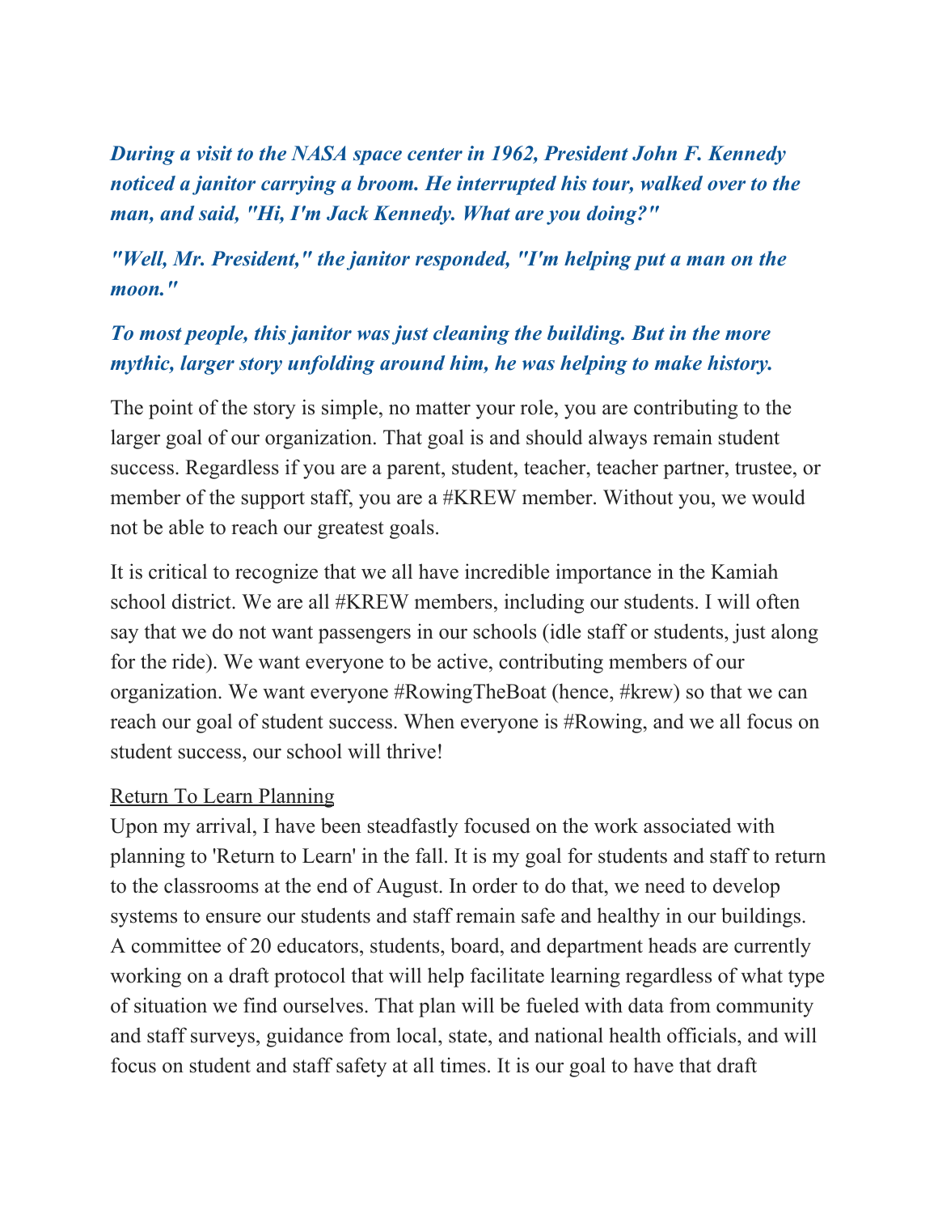***During a visit to the NASA space center in 1962, President John F. Kennedy noticed a janitor carrying a broom. He interrupted his tour, walked over to the man, and said, "Hi, I'm Jack Kennedy. What are you doing?"***

***"Well, Mr. President," the janitor responded, "I'm helping put a man on the moon."***

***To most people, this janitor was just cleaning the building. But in the more mythic, larger story unfolding around him, he was helping to make history.***

The point of the story is simple, no matter your role, you are contributing to the larger goal of our organization. That goal is and should always remain student success. Regardless if you are a parent, student, teacher, teacher partner, trustee, or member of the support staff, you are a #KREW member. Without you, we would not be able to reach our greatest goals.

It is critical to recognize that we all have incredible importance in the Kamiah school district. We are all #KREW members, including our students. I will often say that we do not want passengers in our schools (idle staff or students, just along for the ride). We want everyone to be active, contributing members of our organization. We want everyone #RowingTheBoat (hence, #krew) so that we can reach our goal of student success. When everyone is #Rowing, and we all focus on student success, our school will thrive!

<u>Return To Learn Planning</u>

Upon my arrival, I have been steadfastly focused on the work associated with planning to 'Return to Learn' in the fall. It is my goal for students and staff to return to the classrooms at the end of August. In order to do that, we need to develop systems to ensure our students and staff remain safe and healthy in our buildings. A committee of 20 educators, students, board, and department heads are currently working on a draft protocol that will help facilitate learning regardless of what type of situation we find ourselves. That plan will be fueled with data from community and staff surveys, guidance from local, state, and national health officials, and will focus on student and staff safety at all times. It is our goal to have that draft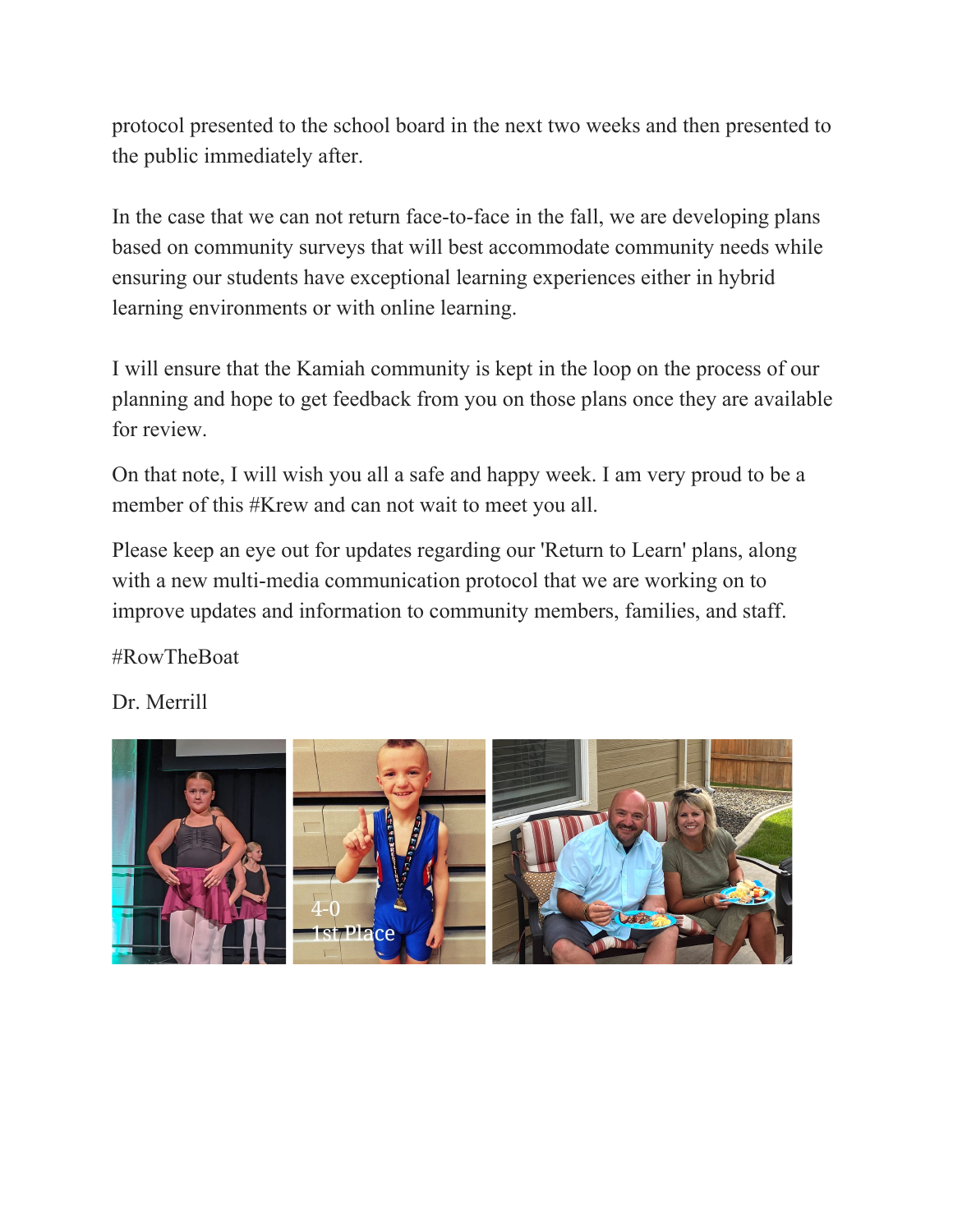protocol presented to the school board in the next two weeks and then presented to the public immediately after.

In the case that we can not return face-to-face in the fall, we are developing plans based on community surveys that will best accommodate community needs while ensuring our students have exceptional learning experiences either in hybrid learning environments or with online learning.

I will ensure that the Kamiah community is kept in the loop on the process of our planning and hope to get feedback from you on those plans once they are available for review.

On that note, I will wish you all a safe and happy week. I am very proud to be a member of this #Krew and can not wait to meet you all.

Please keep an eye out for updates regarding our 'Return to Learn' plans, along with a new multi-media communication protocol that we are working on to improve updates and information to community members, families, and staff.

#RowTheBoat

Dr. Merrill